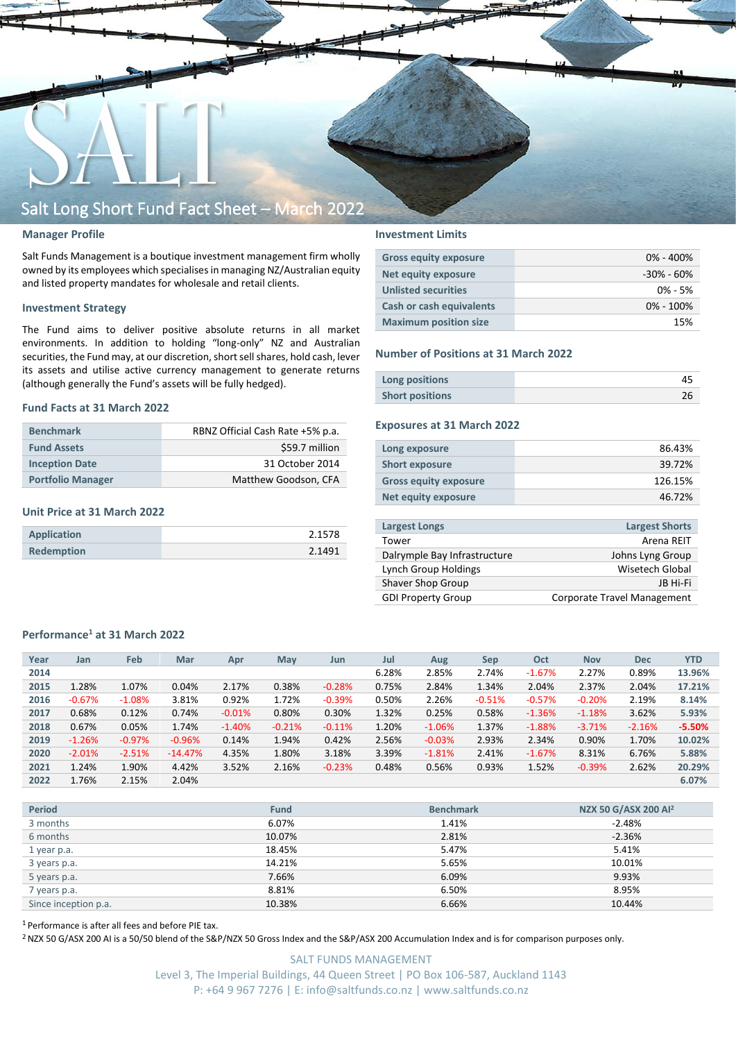# SALT

## Salt Long Short Fund Fact Sheet – March 2022

### Manager Profile

Salt Funds Management is a boutique investment management firm wholly owned by its employees which specialises in managing NZ/Australian equity and listed property mandates for wholesale and retail clients.

### Investment Strategy

The Fund aims to deliver positive absolute returns in all market environments. In addition to holding "long-only" NZ and Australian securities, the Fund may, at our discretion, short sell shares, hold cash, lever its assets and utilise active currency management to generate returns (although generally the Fund's assets will be fully hedged).

### Fund Facts at 31 March 2022

| | |
|---|---|
| **Benchmark** | RBNZ Official Cash Rate +5% p.a. |
| **Fund Assets** | $59.7 million |
| **Inception Date** | 31 October 2014 |
| **Portfolio Manager** | Matthew Goodson, CFA |

### Unit Price at 31 March 2022

| | |
|---|---|
| **Application** | 2.1578 |
| **Redemption** | 2.1491 |

### Investment Limits

| | |
|---|---|
| **Gross equity exposure** | 0% - 400% |
| **Net equity exposure** | -30% - 60% |
| **Unlisted securities** | 0% - 5% |
| **Cash or cash equivalents** | 0% - 100% |
| **Maximum position size** | 15% |

### Number of Positions at 31 March 2022

| | |
|---|---|
| **Long positions** | 45 |
| **Short positions** | 26 |

### Exposures at 31 March 2022

| | |
|---|---|
| **Long exposure** | 86.43% |
| **Short exposure** | 39.72% |
| **Gross equity exposure** | 126.15% |
| **Net equity exposure** | 46.72% |

| Largest Longs | Largest Shorts |
|---|---|
| Tower | Arena REIT |
| Dalrymple Bay Infrastructure | Johns Lyng Group |
| Lynch Group Holdings | Wisetech Global |
| Shaver Shop Group | JB Hi-Fi |
| GDI Property Group | Corporate Travel Management |

### Performance[1] at 31 March 2022

| Year | Jan | Feb | Mar | Apr | May | Jun | Jul | Aug | Sep | Oct | Nov | Dec | YTD |
|---|---|---|---|---|---|---|---|---|---|---|---|---|---|
| 2014 | | | | | | | 6.28% | 2.85% | 2.74% | -1.67% | 2.27% | 0.89% | 13.96% |
| 2015 | 1.28% | 1.07% | 0.04% | 2.17% | 0.38% | -0.28% | 0.75% | 2.84% | 1.34% | 2.04% | 2.37% | 2.04% | 17.21% |
| 2016 | -0.67% | -1.08% | 3.81% | 0.92% | 1.72% | -0.39% | 0.50% | 2.26% | -0.51% | -0.57% | -0.20% | 2.19% | 8.14% |
| 2017 | 0.68% | 0.12% | 0.74% | -0.01% | 0.80% | 0.30% | 1.32% | 0.25% | 0.58% | -1.36% | -1.18% | 3.62% | 5.93% |
| 2018 | 0.67% | 0.05% | 1.74% | -1.40% | -0.21% | -0.11% | 1.20% | -1.06% | 1.37% | -1.88% | -3.71% | -2.16% | -5.50% |
| 2019 | -1.26% | -0.97% | -0.96% | 0.14% | 1.94% | 0.42% | 2.56% | -0.03% | 2.93% | 2.34% | 0.90% | 1.70% | 10.02% |
| 2020 | -2.01% | -2.51% | -14.47% | 4.35% | 1.80% | 3.18% | 3.39% | -1.81% | 2.41% | -1.67% | 8.31% | 6.76% | 5.88% |
| 2021 | 1.24% | 1.90% | 4.42% | 3.52% | 2.16% | -0.23% | 0.48% | 0.56% | 0.93% | 1.52% | -0.39% | 2.62% | 20.29% |
| 2022 | 1.76% | 2.15% | 2.04% | | | | | | | | | | 6.07% |

| Period | Fund | Benchmark | NZX 50 G/ASX 200 AI[2] |
|---|---|---|---|
| 3 months | 6.07% | 1.41% | -2.48% |
| 6 months | 10.07% | 2.81% | -2.36% |
| 1 year p.a. | 18.45% | 5.47% | 5.41% |
| 3 years p.a. | 14.21% | 5.65% | 10.01% |
| 5 years p.a. | 7.66% | 6.09% | 9.93% |
| 7 years p.a. | 8.81% | 6.50% | 8.95% |
| Since inception p.a. | 10.38% | 6.66% | 10.44% |

[1] Performance is after all fees and before PIE tax.

[2] NZX 50 G/ASX 200 AI is a 50/50 blend of the S&P/NZX 50 Gross Index and the S&P/ASX 200 Accumulation Index and is for comparison purposes only.

SALT FUNDS MANAGEMENT
Level 3, The Imperial Buildings, 44 Queen Street | PO Box 106-587, Auckland 1143
P: +64 9 967 7276 | E: info@saltfunds.co.nz | www.saltfunds.co.nz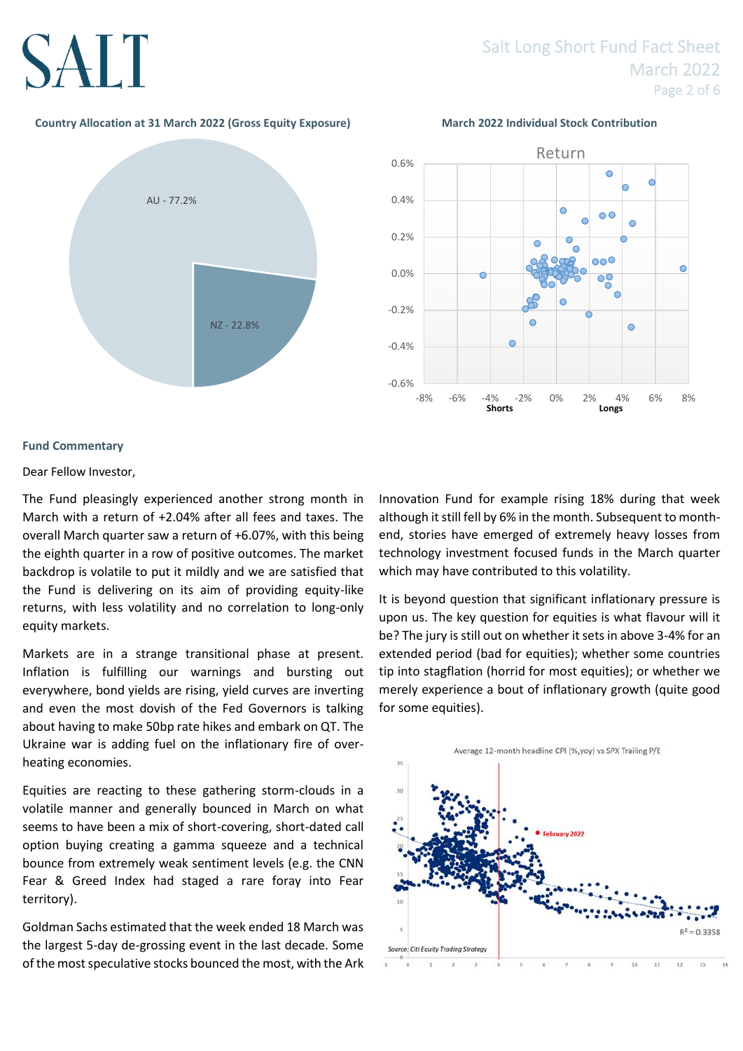### Country Allocation at 31 March 2022 (Gross Equity Exposure)

AU - 77.2%

NZ - 22.8%

### March 2022 Individual Stock Contribution

### Fund Commentary

Dear Fellow Investor,

The Fund pleasingly experienced another strong month in March with a return of +2.04% after all fees and taxes. The overall March quarter saw a return of +6.07%, with this being the eighth quarter in a row of positive outcomes. The market backdrop is volatile to put it mildly and we are satisfied that the Fund is delivering on its aim of providing equity-like returns, with less volatility and no correlation to long-only equity markets.

Markets are in a strange transitional phase at present. Inflation is fulfilling our warnings and bursting out everywhere, bond yields are rising, yield curves are inverting and even the most dovish of the Fed Governors is talking about having to make 50bp rate hikes and embark on QT. The Ukraine war is adding fuel on the inflationary fire of over-heating economies.

Equities are reacting to these gathering storm-clouds in a volatile manner and generally bounced in March on what seems to have been a mix of short-covering, short-dated call option buying creating a gamma squeeze and a technical bounce from extremely weak sentiment levels (e.g. the CNN Fear & Greed Index had staged a rare foray into Fear territory).

Goldman Sachs estimated that the week ended 18 March was the largest 5-day de-grossing event in the last decade. Some of the most speculative stocks bounced the most, with the Ark Innovation Fund for example rising 18% during that week although it still fell by 6% in the month. Subsequent to month-end, stories have emerged of extremely heavy losses from technology investment focused funds in the March quarter which may have contributed to this volatility.

It is beyond question that significant inflationary pressure is upon us. The key question for equities is what flavour will it be? The jury is still out on whether it sets in above 3-4% for an extended period (bad for equities); whether some countries tip into stagflation (horrid for most equities); or whether we merely experience a bout of inflationary growth (quite good for some equities).

Average 12-month headline CPI (%,yoy) vs SPX Trailing P/E

Source: Citi Equity Trading Strategy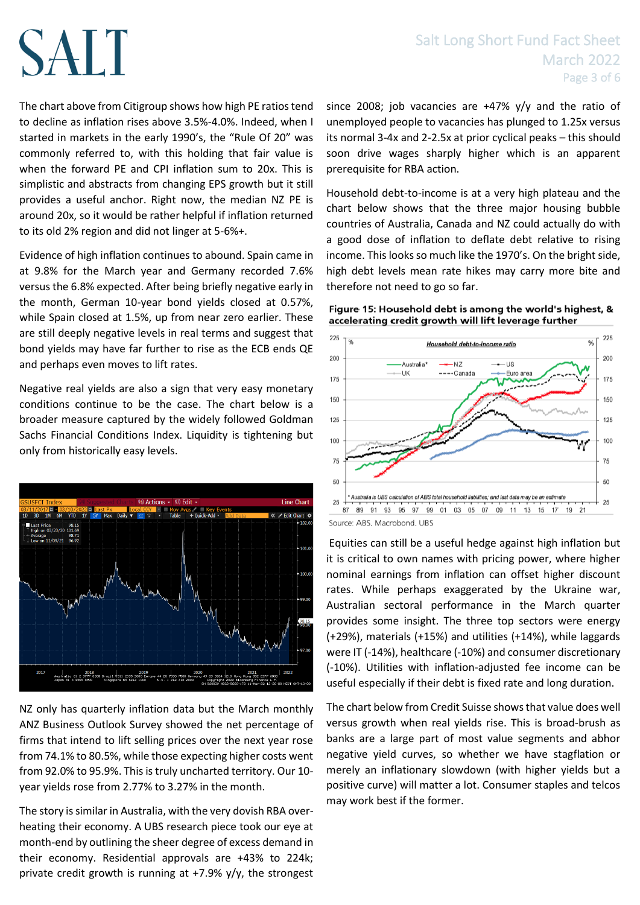The chart above from Citigroup shows how high PE ratios tend to decline as inflation rises above 3.5%-4.0%. Indeed, when I started in markets in the early 1990's, the "Rule Of 20" was commonly referred to, with this holding that fair value is when the forward PE and CPI inflation sum to 20x. This is simplistic and abstracts from changing EPS growth but it still provides a useful anchor. Right now, the median NZ PE is around 20x, so it would be rather helpful if inflation returned to its old 2% region and did not linger at 5-6%+.

Evidence of high inflation continues to abound. Spain came in at 9.8% for the March year and Germany recorded 7.6% versus the 6.8% expected. After being briefly negative early in the month, German 10-year bond yields closed at 0.57%, while Spain closed at 1.5%, up from near zero earlier. These are still deeply negative levels in real terms and suggest that bond yields may have far further to rise as the ECB ends QE and perhaps even moves to lift rates.

Negative real yields are also a sign that very easy monetary conditions continue to be the case. The chart below is a broader measure captured by the widely followed Goldman Sachs Financial Conditions Index. Liquidity is tightening but only from historically easy levels.

NZ only has quarterly inflation data but the March monthly ANZ Business Outlook Survey showed the net percentage of firms that intend to lift selling prices over the next year rose from 74.1% to 80.5%, while those expecting higher costs went from 92.0% to 95.9%. This is truly uncharted territory. Our 10-year yields rose from 2.77% to 3.27% in the month.

The story is similar in Australia, with the very dovish RBA over-heating their economy. A UBS research piece took our eye at month-end by outlining the sheer degree of excess demand in their economy. Residential approvals are +43% to 224k; private credit growth is running at +7.9% y/y, the strongest since 2008; job vacancies are +47% y/y and the ratio of unemployed people to vacancies has plunged to 1.25x versus its normal 3-4x and 2-2.5x at prior cyclical peaks – this should soon drive wages sharply higher which is an apparent prerequisite for RBA action.

Household debt-to-income is at a very high plateau and the chart below shows that the three major housing bubble countries of Australia, Canada and NZ could actually do with a good dose of inflation to deflate debt relative to rising income. This looks so much like the 1970's. On the bright side, high debt levels mean rate hikes may carry more bite and therefore not need to go so far.

**Figure 15: Household debt is among the world's highest, & accelerating credit growth will lift leverage further**

Source: ABS, Macrobond, UBS

Equities can still be a useful hedge against high inflation but it is critical to own names with pricing power, where higher nominal earnings from inflation can offset higher discount rates. While perhaps exaggerated by the Ukraine war, Australian sectoral performance in the March quarter provides some insight. The three top sectors were energy (+29%), materials (+15%) and utilities (+14%), while laggards were IT (-14%), healthcare (-10%) and consumer discretionary (-10%). Utilities with inflation-adjusted fee income can be useful especially if their debt is fixed rate and long duration.

The chart below from Credit Suisse shows that value does well versus growth when real yields rise. This is broad-brush as banks are a large part of most value segments and abhor negative yield curves, so whether we have stagflation or merely an inflationary slowdown (with higher yields but a positive curve) will matter a lot. Consumer staples and telcos may work best if the former.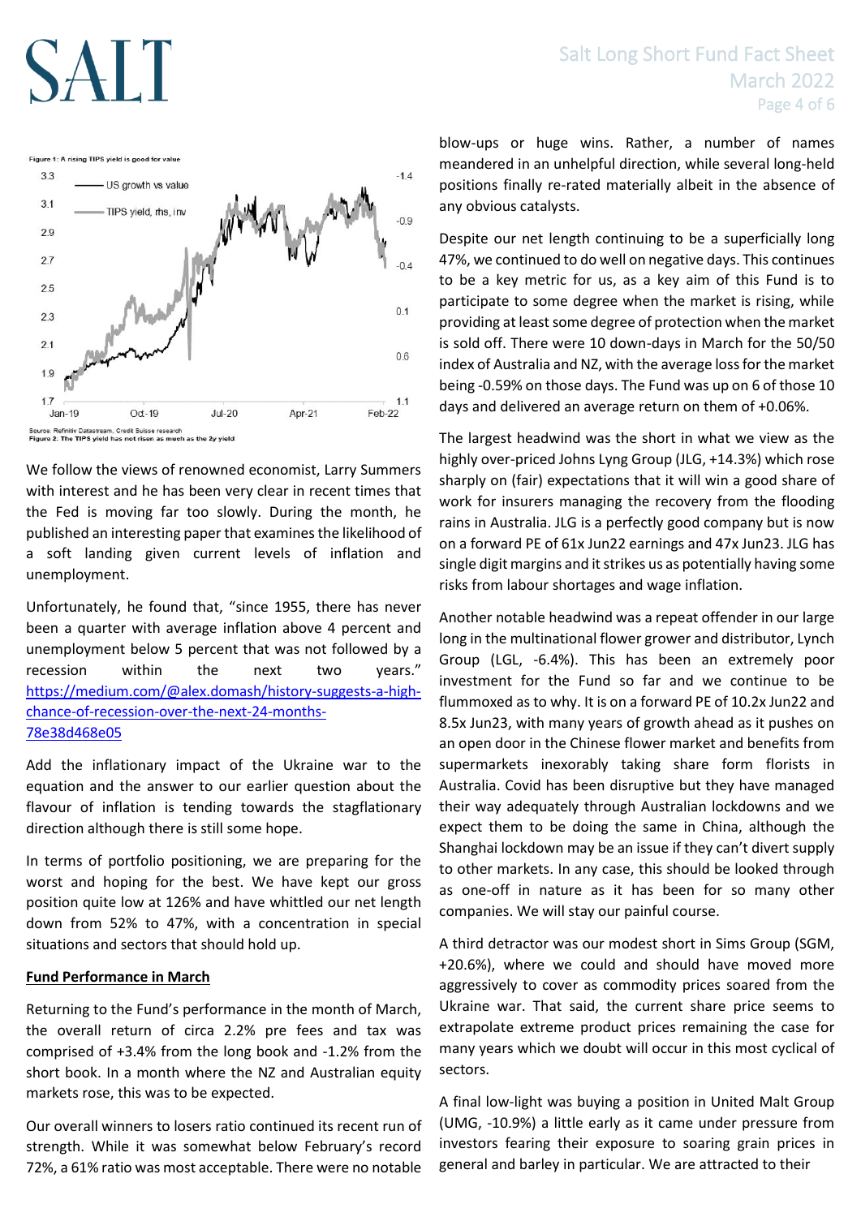Figure 1: A rising TIPS yield is good for value

Source: Refinitiv Datastream, Credit Suisse research
Figure 2: The TIPS yield has not risen as much as the 2y yield

We follow the views of renowned economist, Larry Summers with interest and he has been very clear in recent times that the Fed is moving far too slowly. During the month, he published an interesting paper that examines the likelihood of a soft landing given current levels of inflation and unemployment.

Unfortunately, he found that, "since 1955, there has never been a quarter with average inflation above 4 percent and unemployment below 5 percent that was not followed by a recession within the next two years." https://medium.com/@alex.domash/history-suggests-a-high-chance-of-recession-over-the-next-24-months-78e38d468e05

Add the inflationary impact of the Ukraine war to the equation and the answer to our earlier question about the flavour of inflation is tending towards the stagflationary direction although there is still some hope.

In terms of portfolio positioning, we are preparing for the worst and hoping for the best. We have kept our gross position quite low at 126% and have whittled our net length down from 52% to 47%, with a concentration in special situations and sectors that should hold up.

**Fund Performance in March**

Returning to the Fund's performance in the month of March, the overall return of circa 2.2% pre fees and tax was comprised of +3.4% from the long book and -1.2% from the short book. In a month where the NZ and Australian equity markets rose, this was to be expected.

Our overall winners to losers ratio continued its recent run of strength. While it was somewhat below February's record 72%, a 61% ratio was most acceptable. There were no notable blow-ups or huge wins. Rather, a number of names meandered in an unhelpful direction, while several long-held positions finally re-rated materially albeit in the absence of any obvious catalysts.

Despite our net length continuing to be a superficially long 47%, we continued to do well on negative days. This continues to be a key metric for us, as a key aim of this Fund is to participate to some degree when the market is rising, while providing at least some degree of protection when the market is sold off. There were 10 down-days in March for the 50/50 index of Australia and NZ, with the average loss for the market being -0.59% on those days. The Fund was up on 6 of those 10 days and delivered an average return on them of +0.06%.

The largest headwind was the short in what we view as the highly over-priced Johns Lyng Group (JLG, +14.3%) which rose sharply on (fair) expectations that it will win a good share of work for insurers managing the recovery from the flooding rains in Australia. JLG is a perfectly good company but is now on a forward PE of 61x Jun22 earnings and 47x Jun23. JLG has single digit margins and it strikes us as potentially having some risks from labour shortages and wage inflation.

Another notable headwind was a repeat offender in our large long in the multinational flower grower and distributor, Lynch Group (LGL, -6.4%). This has been an extremely poor investment for the Fund so far and we continue to be flummoxed as to why. It is on a forward PE of 10.2x Jun22 and 8.5x Jun23, with many years of growth ahead as it pushes on an open door in the Chinese flower market and benefits from supermarkets inexorably taking share form florists in Australia. Covid has been disruptive but they have managed their way adequately through Australian lockdowns and we expect them to be doing the same in China, although the Shanghai lockdown may be an issue if they can't divert supply to other markets. In any case, this should be looked through as one-off in nature as it has been for so many other companies. We will stay our painful course.

A third detractor was our modest short in Sims Group (SGM, +20.6%), where we could and should have moved more aggressively to cover as commodity prices soared from the Ukraine war. That said, the current share price seems to extrapolate extreme product prices remaining the case for many years which we doubt will occur in this most cyclical of sectors.

A final low-light was buying a position in United Malt Group (UMG, -10.9%) a little early as it came under pressure from investors fearing their exposure to soaring grain prices in general and barley in particular. We are attracted to their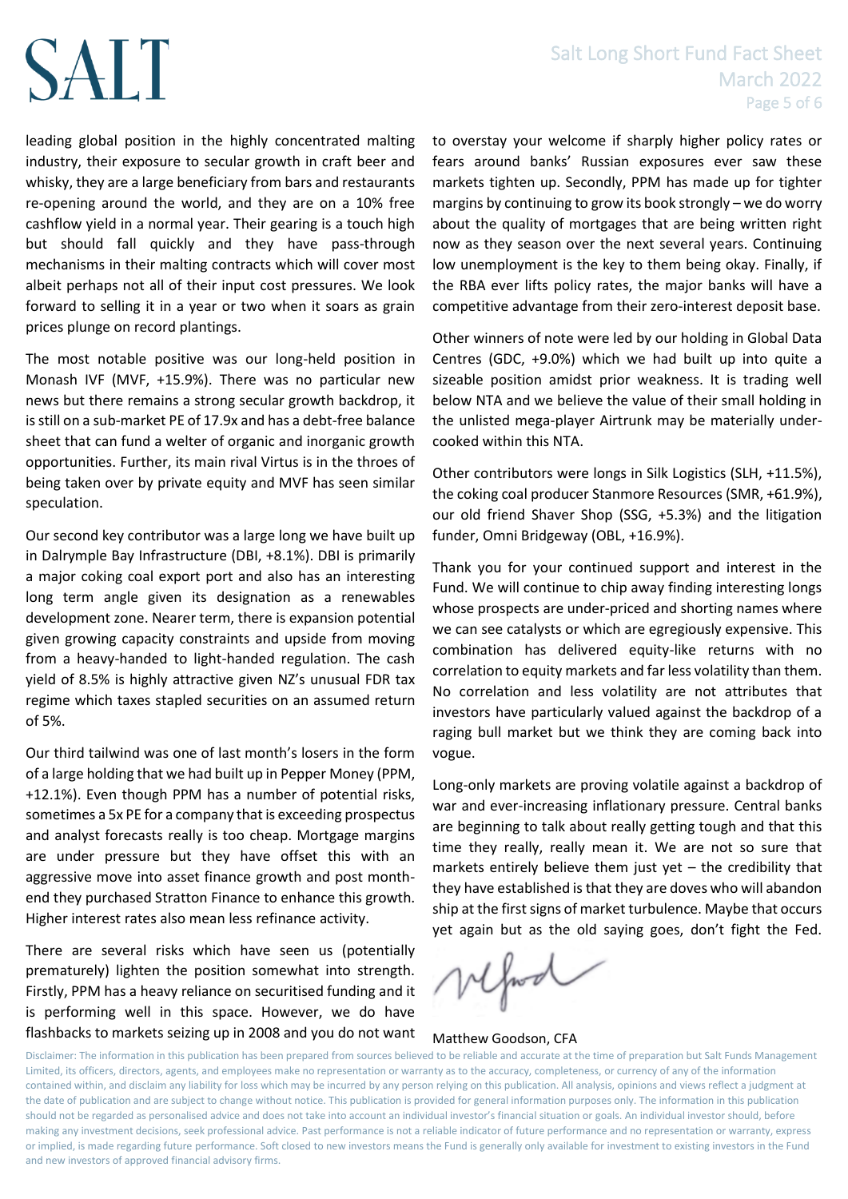leading global position in the highly concentrated malting industry, their exposure to secular growth in craft beer and whisky, they are a large beneficiary from bars and restaurants re-opening around the world, and they are on a 10% free cashflow yield in a normal year. Their gearing is a touch high but should fall quickly and they have pass-through mechanisms in their malting contracts which will cover most albeit perhaps not all of their input cost pressures. We look forward to selling it in a year or two when it soars as grain prices plunge on record plantings.

The most notable positive was our long-held position in Monash IVF (MVF, +15.9%). There was no particular new news but there remains a strong secular growth backdrop, it is still on a sub-market PE of 17.9x and has a debt-free balance sheet that can fund a welter of organic and inorganic growth opportunities. Further, its main rival Virtus is in the throes of being taken over by private equity and MVF has seen similar speculation.

Our second key contributor was a large long we have built up in Dalrymple Bay Infrastructure (DBI, +8.1%). DBI is primarily a major coking coal export port and also has an interesting long term angle given its designation as a renewables development zone. Nearer term, there is expansion potential given growing capacity constraints and upside from moving from a heavy-handed to light-handed regulation. The cash yield of 8.5% is highly attractive given NZ's unusual FDR tax regime which taxes stapled securities on an assumed return of 5%.

Our third tailwind was one of last month's losers in the form of a large holding that we had built up in Pepper Money (PPM, +12.1%). Even though PPM has a number of potential risks, sometimes a 5x PE for a company that is exceeding prospectus and analyst forecasts really is too cheap. Mortgage margins are under pressure but they have offset this with an aggressive move into asset finance growth and post month-end they purchased Stratton Finance to enhance this growth. Higher interest rates also mean less refinance activity.

There are several risks which have seen us (potentially prematurely) lighten the position somewhat into strength. Firstly, PPM has a heavy reliance on securitised funding and it is performing well in this space. However, we do have flashbacks to markets seizing up in 2008 and you do not want to overstay your welcome if sharply higher policy rates or fears around banks' Russian exposures ever saw these markets tighten up. Secondly, PPM has made up for tighter margins by continuing to grow its book strongly – we do worry about the quality of mortgages that are being written right now as they season over the next several years. Continuing low unemployment is the key to them being okay. Finally, if the RBA ever lifts policy rates, the major banks will have a competitive advantage from their zero-interest deposit base.

Other winners of note were led by our holding in Global Data Centres (GDC, +9.0%) which we had built up into quite a sizeable position amidst prior weakness. It is trading well below NTA and we believe the value of their small holding in the unlisted mega-player Airtrunk may be materially under-cooked within this NTA.

Other contributors were longs in Silk Logistics (SLH, +11.5%), the coking coal producer Stanmore Resources (SMR, +61.9%), our old friend Shaver Shop (SSG, +5.3%) and the litigation funder, Omni Bridgeway (OBL, +16.9%).

Thank you for your continued support and interest in the Fund. We will continue to chip away finding interesting longs whose prospects are under-priced and shorting names where we can see catalysts or which are egregiously expensive. This combination has delivered equity-like returns with no correlation to equity markets and far less volatility than them. No correlation and less volatility are not attributes that investors have particularly valued against the backdrop of a raging bull market but we think they are coming back into vogue.

Long-only markets are proving volatile against a backdrop of war and ever-increasing inflationary pressure. Central banks are beginning to talk about really getting tough and that this time they really, really mean it. We are not so sure that markets entirely believe them just yet – the credibility that they have established is that they are doves who will abandon ship at the first signs of market turbulence. Maybe that occurs yet again but as the old saying goes, don't fight the Fed.

Matthew Goodson, CFA

Disclaimer: The information in this publication has been prepared from sources believed to be reliable and accurate at the time of preparation but Salt Funds Management Limited, its officers, directors, agents, and employees make no representation or warranty as to the accuracy, completeness, or currency of any of the information contained within, and disclaim any liability for loss which may be incurred by any person relying on this publication. All analysis, opinions and views reflect a judgment at the date of publication and are subject to change without notice. This publication is provided for general information purposes only. The information in this publication should not be regarded as personalised advice and does not take into account an individual investor's financial situation or goals. An individual investor should, before making any investment decisions, seek professional advice. Past performance is not a reliable indicator of future performance and no representation or warranty, express or implied, is made regarding future performance. Soft closed to new investors means the Fund is generally only available for investment to existing investors in the Fund and new investors of approved financial advisory firms.